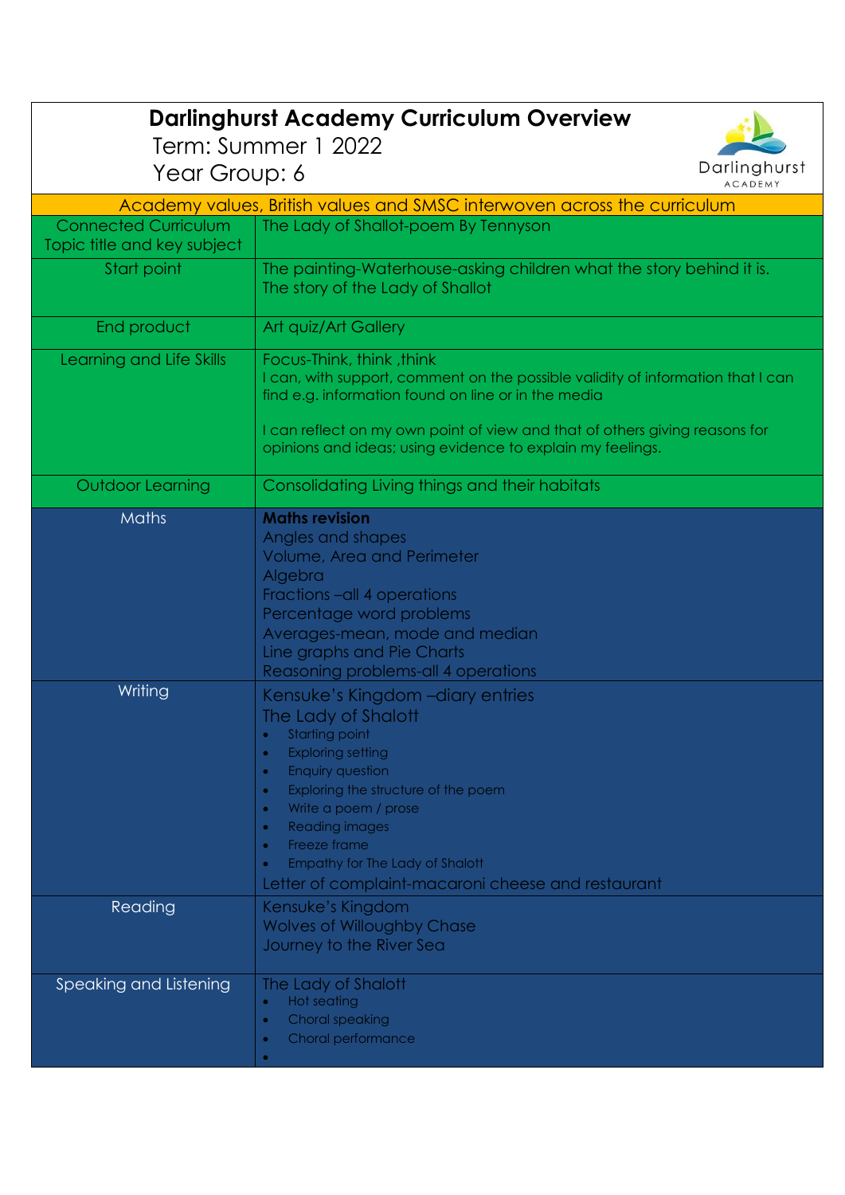# Darlinghurst Academy Curriculum Overview

Term: Summer 1 2022

Year Group: 6

| Academy values, British values and SMSC interwoven across the curriculum | |
|---|---|
| Connected Curriculum Topic title and key subject | The Lady of Shallot-poem By Tennyson |
| Start point | The painting-Waterhouse-asking children what the story behind it is.<br>The story of the Lady of Shallot |
| End product | Art quiz/Art Gallery |
| Learning and Life Skills | Focus-Think, think ,think<br>I can, with support, comment on the possible validity of information that I can find e.g. information found on line or in the media<br><br>I can reflect on my own point of view and that of others giving reasons for opinions and ideas; using evidence to explain my feelings. |
| Outdoor Learning | Consolidating Living things and their habitats |
| Maths | **Maths revision**<br>Angles and shapes<br>Volume, Area and Perimeter<br>Algebra<br>Fractions –all 4 operations<br>Percentage word problems<br>Averages-mean, mode and median<br>Line graphs and Pie Charts<br>Reasoning problems-all 4 operations |
| Writing | Kensuke's Kingdom –diary entries<br>The Lady of Shalott<br>• Starting point<br>• Exploring setting<br>• Enquiry question<br>• Exploring the structure of the poem<br>• Write a poem / prose<br>• Reading images<br>• Freeze frame<br>• Empathy for The Lady of Shalott<br>Letter of complaint-macaroni cheese and restaurant |
| Reading | Kensuke's Kingdom<br>Wolves of Willoughby Chase<br>Journey to the River Sea |
| Speaking and Listening | The Lady of Shalott<br>• Hot seating<br>• Choral speaking<br>• Choral performance<br>• |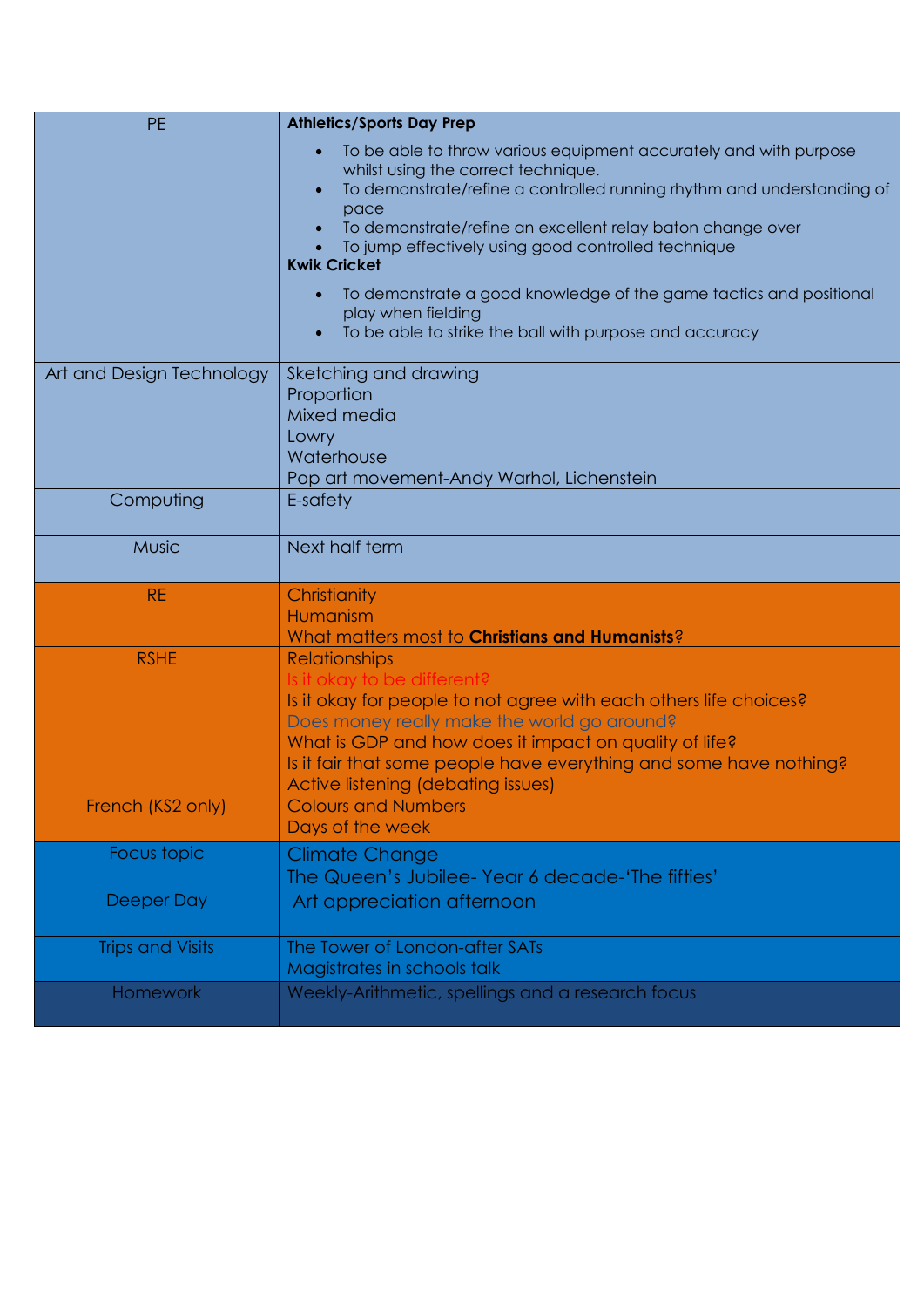| | |
|---|---|
| PE | **Athletics/Sports Day Prep**<br>• To be able to throw various equipment accurately and with purpose whilst using the correct technique.<br>• To demonstrate/refine a controlled running rhythm and understanding of pace<br>• To demonstrate/refine an excellent relay baton change over<br>• To jump effectively using good controlled technique<br>**Kwik Cricket**<br>• To demonstrate a good knowledge of the game tactics and positional play when fielding<br>• To be able to strike the ball with purpose and accuracy |
| Art and Design Technology | Sketching and drawing<br>Proportion<br>Mixed media<br>Lowry<br>Waterhouse<br>Pop art movement-Andy Warhol, Lichenstein |
| Computing | E-safety |
| Music | Next half term |
| RE | Christianity<br>Humanism<br>What matters most to **Christians and Humanists**? |
| RSHE | Relationships<br>Is it okay to be different?<br>Is it okay for people to not agree with each others life choices?<br>Does money really make the world go around?<br>What is GDP and how does it impact on quality of life?<br>Is it fair that some people have everything and some have nothing?<br>Active listening (debating issues) |
| French (KS2 only) | Colours and Numbers<br>Days of the week |
| Focus topic | Climate Change<br>The Queen's Jubilee- Year 6 decade-'The fifties' |
| Deeper Day | Art appreciation afternoon |
| Trips and Visits | The Tower of London-after SATs<br>Magistrates in schools talk |
| Homework | Weekly-Arithmetic, spellings and a research focus |